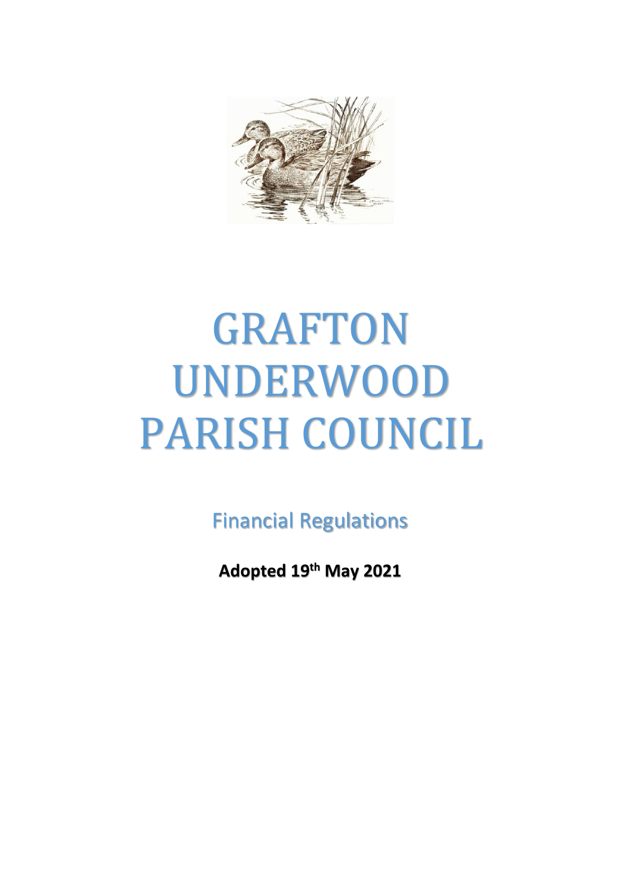# GRAFTON UNDERWOOD PARISH COUNCIL

## Financial Regulations

**Adopted 19th May 2021**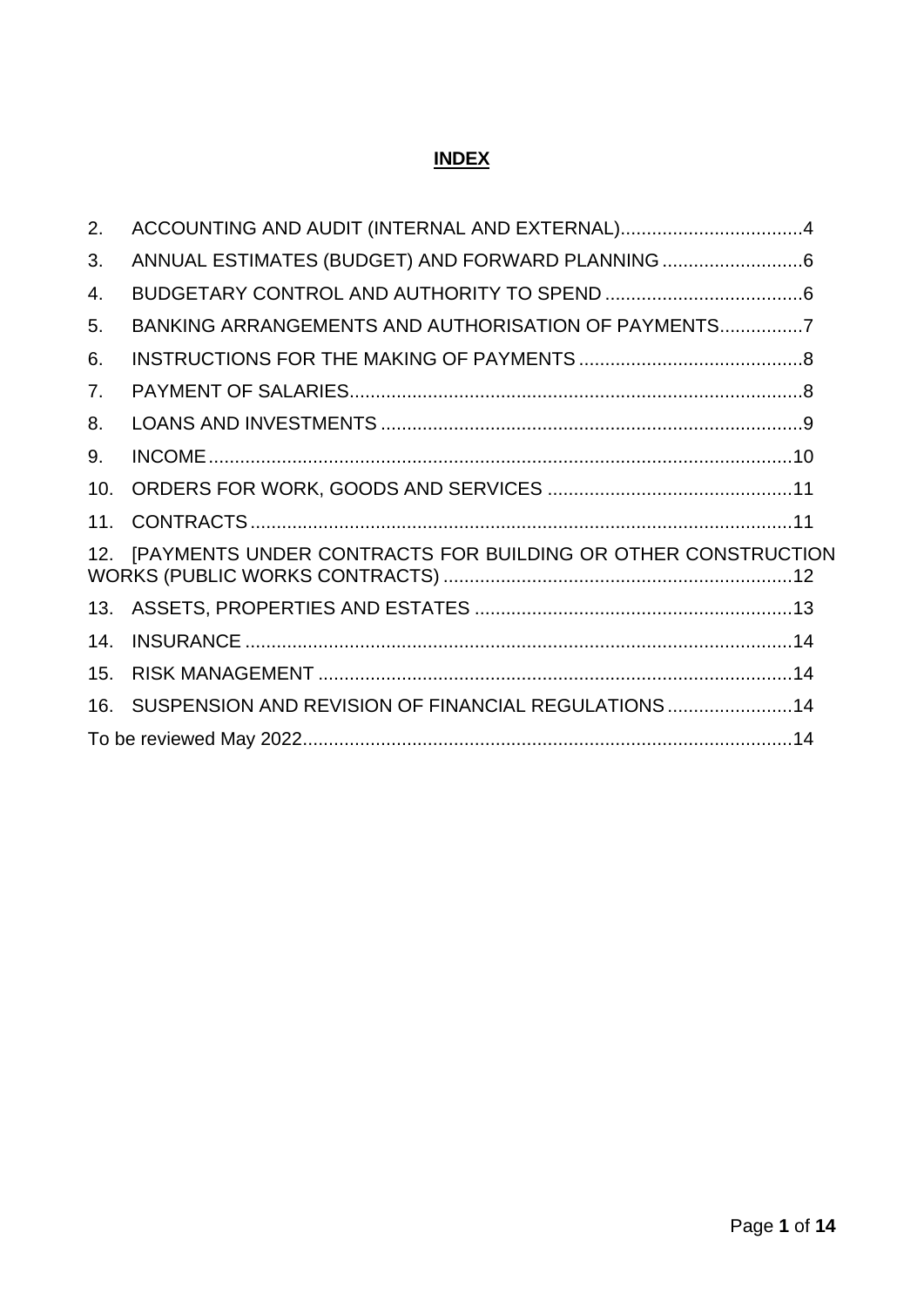# INDEX

| | | |
|---|---|---|
| 2. | ACCOUNTING AND AUDIT (INTERNAL AND EXTERNAL) | 4 |
| 3. | ANNUAL ESTIMATES (BUDGET) AND FORWARD PLANNING | 6 |
| 4. | BUDGETARY CONTROL AND AUTHORITY TO SPEND | 6 |
| 5. | BANKING ARRANGEMENTS AND AUTHORISATION OF PAYMENTS | 7 |
| 6. | INSTRUCTIONS FOR THE MAKING OF PAYMENTS | 8 |
| 7. | PAYMENT OF SALARIES | 8 |
| 8. | LOANS AND INVESTMENTS | 9 |
| 9. | INCOME | 10 |
| 10. | ORDERS FOR WORK, GOODS AND SERVICES | 11 |
| 11. | CONTRACTS | 11 |
| 12. | [PAYMENTS UNDER CONTRACTS FOR BUILDING OR OTHER CONSTRUCTION WORKS (PUBLIC WORKS CONTRACTS) | 12 |
| 13. | ASSETS, PROPERTIES AND ESTATES | 13 |
| 14. | INSURANCE | 14 |
| 15. | RISK MANAGEMENT | 14 |
| 16. | SUSPENSION AND REVISION OF FINANCIAL REGULATIONS | 14 |
| | To be reviewed May 2022 | 14 |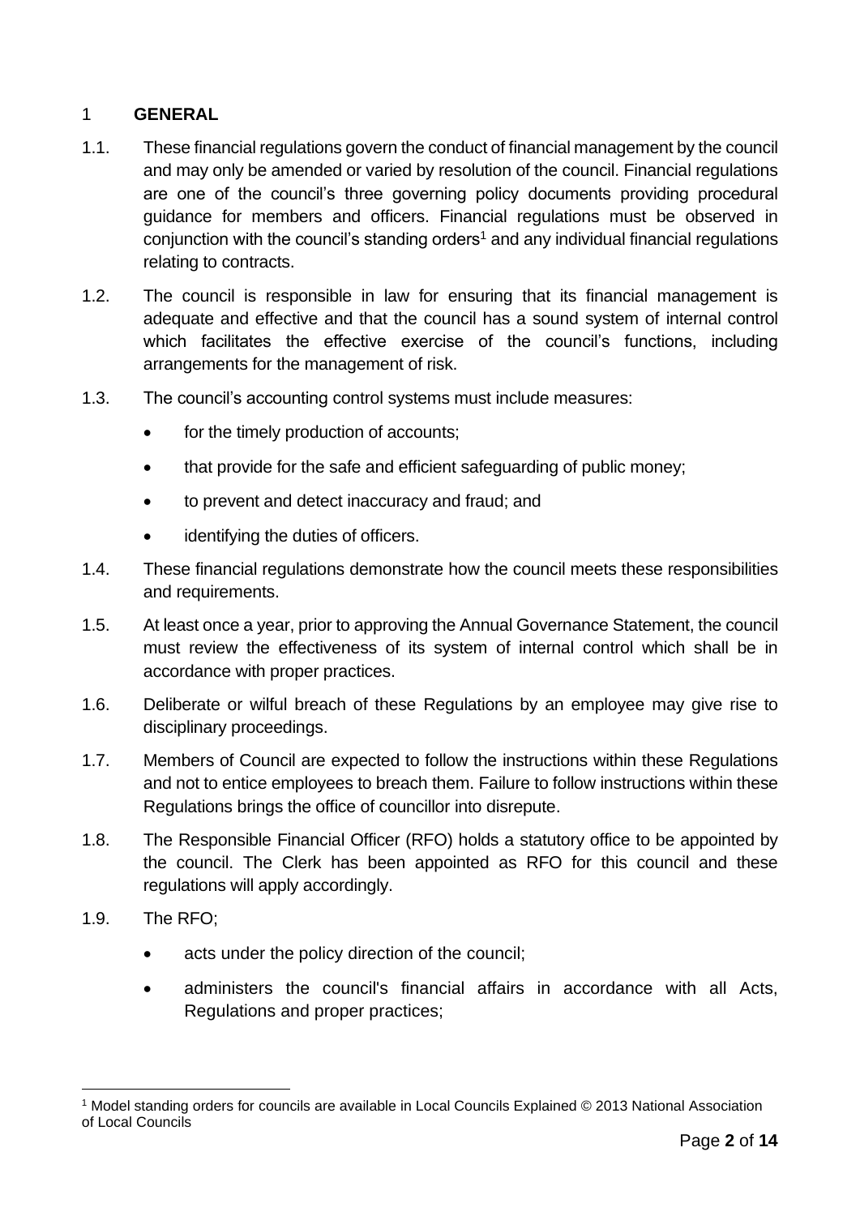## 1 GENERAL

1.1. These financial regulations govern the conduct of financial management by the council and may only be amended or varied by resolution of the council. Financial regulations are one of the council's three governing policy documents providing procedural guidance for members and officers. Financial regulations must be observed in conjunction with the council's standing orders[1] and any individual financial regulations relating to contracts.

1.2. The council is responsible in law for ensuring that its financial management is adequate and effective and that the council has a sound system of internal control which facilitates the effective exercise of the council's functions, including arrangements for the management of risk.

1.3. The council's accounting control systems must include measures:

- for the timely production of accounts;
- that provide for the safe and efficient safeguarding of public money;
- to prevent and detect inaccuracy and fraud; and
- identifying the duties of officers.

1.4. These financial regulations demonstrate how the council meets these responsibilities and requirements.

1.5. At least once a year, prior to approving the Annual Governance Statement, the council must review the effectiveness of its system of internal control which shall be in accordance with proper practices.

1.6. Deliberate or wilful breach of these Regulations by an employee may give rise to disciplinary proceedings.

1.7. Members of Council are expected to follow the instructions within these Regulations and not to entice employees to breach them. Failure to follow instructions within these Regulations brings the office of councillor into disrepute.

1.8. The Responsible Financial Officer (RFO) holds a statutory office to be appointed by the council. The Clerk has been appointed as RFO for this council and these regulations will apply accordingly.

1.9. The RFO;

- acts under the policy direction of the council;
- administers the council's financial affairs in accordance with all Acts, Regulations and proper practices;

[1] Model standing orders for councils are available in Local Councils Explained © 2013 National Association of Local Councils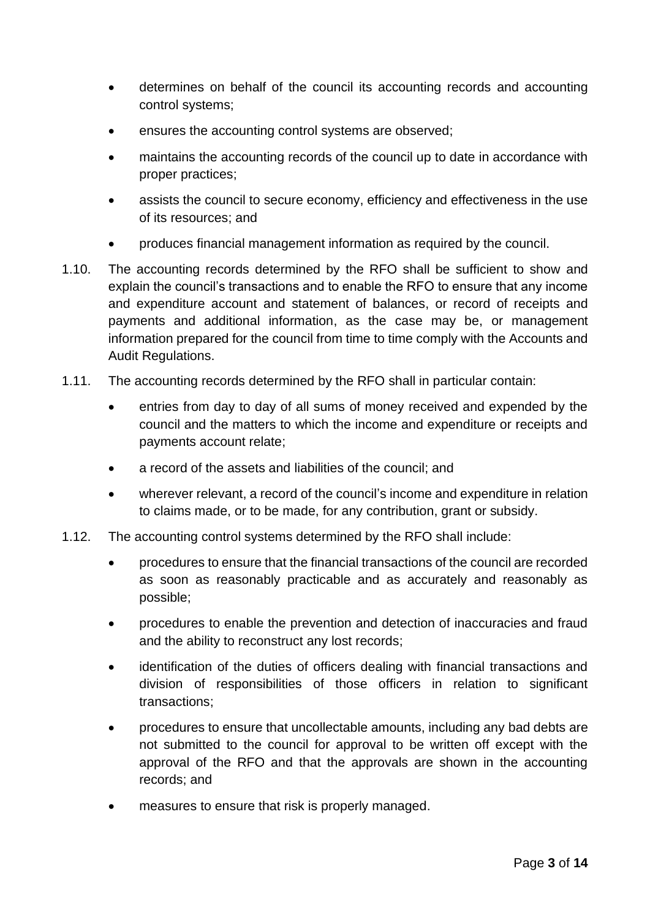- determines on behalf of the council its accounting records and accounting control systems;
- ensures the accounting control systems are observed;
- maintains the accounting records of the council up to date in accordance with proper practices;
- assists the council to secure economy, efficiency and effectiveness in the use of its resources; and
- produces financial management information as required by the council.

1.10. The accounting records determined by the RFO shall be sufficient to show and explain the council's transactions and to enable the RFO to ensure that any income and expenditure account and statement of balances, or record of receipts and payments and additional information, as the case may be, or management information prepared for the council from time to time comply with the Accounts and Audit Regulations.

1.11. The accounting records determined by the RFO shall in particular contain:

- entries from day to day of all sums of money received and expended by the council and the matters to which the income and expenditure or receipts and payments account relate;
- a record of the assets and liabilities of the council; and
- wherever relevant, a record of the council's income and expenditure in relation to claims made, or to be made, for any contribution, grant or subsidy.

1.12. The accounting control systems determined by the RFO shall include:

- procedures to ensure that the financial transactions of the council are recorded as soon as reasonably practicable and as accurately and reasonably as possible;
- procedures to enable the prevention and detection of inaccuracies and fraud and the ability to reconstruct any lost records;
- identification of the duties of officers dealing with financial transactions and division of responsibilities of those officers in relation to significant transactions;
- procedures to ensure that uncollectable amounts, including any bad debts are not submitted to the council for approval to be written off except with the approval of the RFO and that the approvals are shown in the accounting records; and
- measures to ensure that risk is properly managed.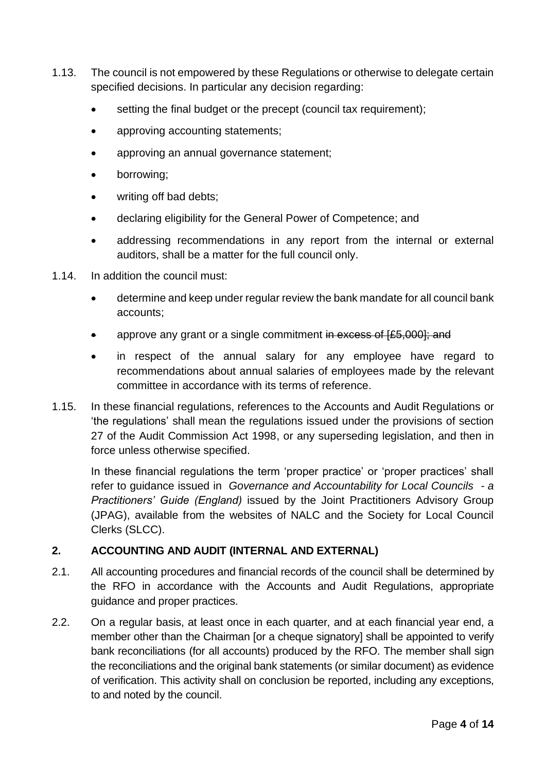1.13. The council is not empowered by these Regulations or otherwise to delegate certain specified decisions. In particular any decision regarding:

- setting the final budget or the precept (council tax requirement);
- approving accounting statements;
- approving an annual governance statement;
- borrowing;
- writing off bad debts;
- declaring eligibility for the General Power of Competence; and
- addressing recommendations in any report from the internal or external auditors, shall be a matter for the full council only.

1.14. In addition the council must:

- determine and keep under regular review the bank mandate for all council bank accounts;
- approve any grant or a single commitment ~~in excess of [£5,000]; and~~
- in respect of the annual salary for any employee have regard to recommendations about annual salaries of employees made by the relevant committee in accordance with its terms of reference.

1.15. In these financial regulations, references to the Accounts and Audit Regulations or 'the regulations' shall mean the regulations issued under the provisions of section 27 of the Audit Commission Act 1998, or any superseding legislation, and then in force unless otherwise specified.

In these financial regulations the term 'proper practice' or 'proper practices' shall refer to guidance issued in *Governance and Accountability for Local Councils - a Practitioners' Guide (England)* issued by the Joint Practitioners Advisory Group (JPAG), available from the websites of NALC and the Society for Local Council Clerks (SLCC).

## 2. ACCOUNTING AND AUDIT (INTERNAL AND EXTERNAL)

2.1. All accounting procedures and financial records of the council shall be determined by the RFO in accordance with the Accounts and Audit Regulations, appropriate guidance and proper practices.

2.2. On a regular basis, at least once in each quarter, and at each financial year end, a member other than the Chairman [or a cheque signatory] shall be appointed to verify bank reconciliations (for all accounts) produced by the RFO. The member shall sign the reconciliations and the original bank statements (or similar document) as evidence of verification. This activity shall on conclusion be reported, including any exceptions, to and noted by the council.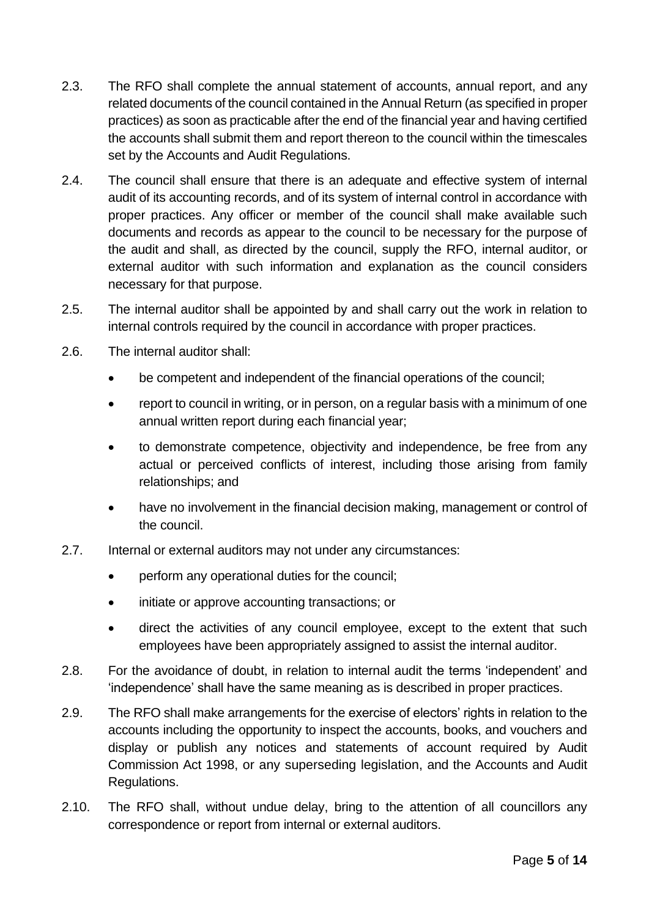2.3. The RFO shall complete the annual statement of accounts, annual report, and any related documents of the council contained in the Annual Return (as specified in proper practices) as soon as practicable after the end of the financial year and having certified the accounts shall submit them and report thereon to the council within the timescales set by the Accounts and Audit Regulations.

2.4. The council shall ensure that there is an adequate and effective system of internal audit of its accounting records, and of its system of internal control in accordance with proper practices. Any officer or member of the council shall make available such documents and records as appear to the council to be necessary for the purpose of the audit and shall, as directed by the council, supply the RFO, internal auditor, or external auditor with such information and explanation as the council considers necessary for that purpose.

2.5. The internal auditor shall be appointed by and shall carry out the work in relation to internal controls required by the council in accordance with proper practices.

2.6. The internal auditor shall:

- be competent and independent of the financial operations of the council;
- report to council in writing, or in person, on a regular basis with a minimum of one annual written report during each financial year;
- to demonstrate competence, objectivity and independence, be free from any actual or perceived conflicts of interest, including those arising from family relationships; and
- have no involvement in the financial decision making, management or control of the council.

2.7. Internal or external auditors may not under any circumstances:

- perform any operational duties for the council;
- initiate or approve accounting transactions; or
- direct the activities of any council employee, except to the extent that such employees have been appropriately assigned to assist the internal auditor.

2.8. For the avoidance of doubt, in relation to internal audit the terms 'independent' and 'independence' shall have the same meaning as is described in proper practices.

2.9. The RFO shall make arrangements for the exercise of electors' rights in relation to the accounts including the opportunity to inspect the accounts, books, and vouchers and display or publish any notices and statements of account required by Audit Commission Act 1998, or any superseding legislation, and the Accounts and Audit Regulations.

2.10. The RFO shall, without undue delay, bring to the attention of all councillors any correspondence or report from internal or external auditors.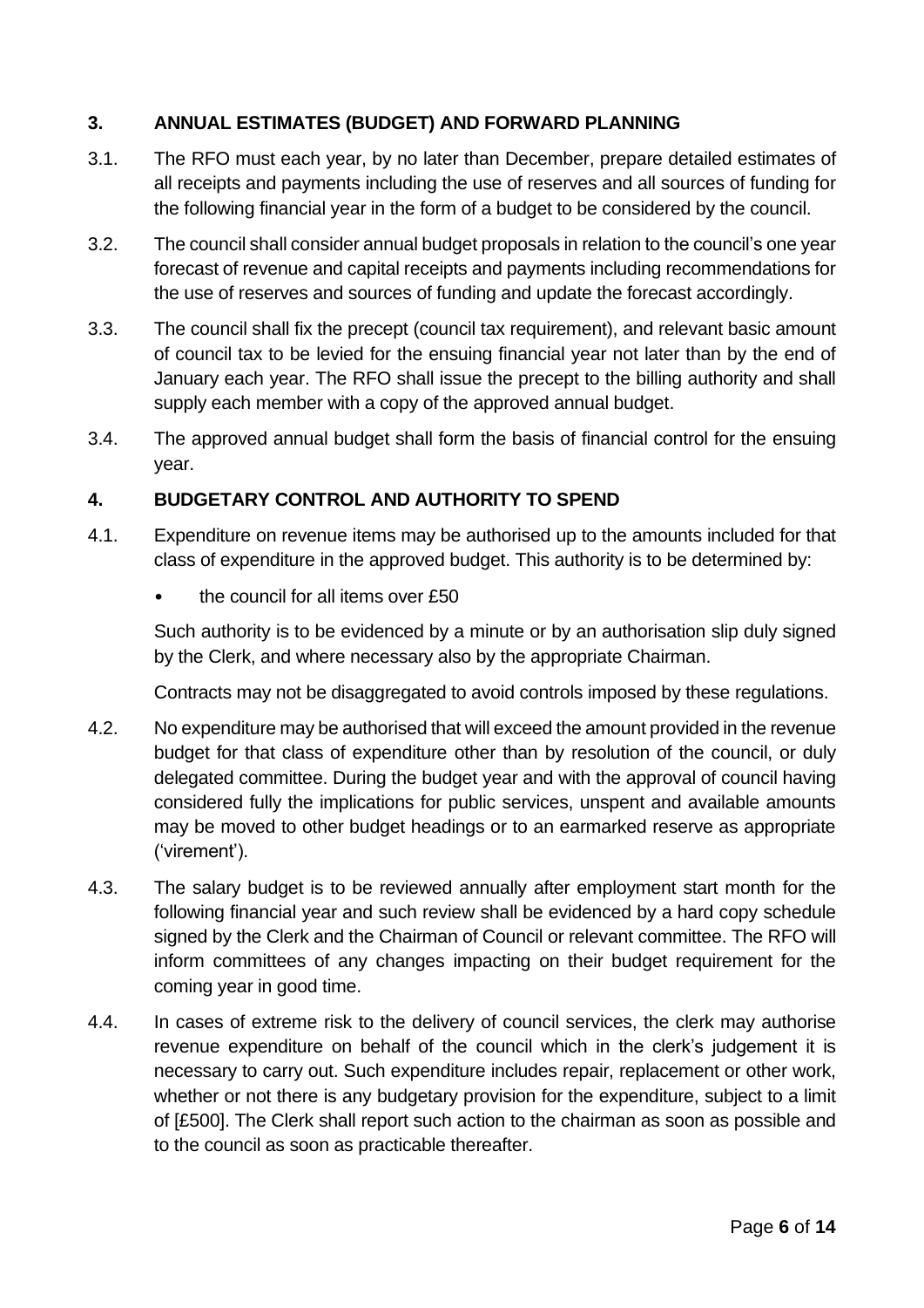## 3. ANNUAL ESTIMATES (BUDGET) AND FORWARD PLANNING

3.1. The RFO must each year, by no later than December, prepare detailed estimates of all receipts and payments including the use of reserves and all sources of funding for the following financial year in the form of a budget to be considered by the council.

3.2. The council shall consider annual budget proposals in relation to the council's one year forecast of revenue and capital receipts and payments including recommendations for the use of reserves and sources of funding and update the forecast accordingly.

3.3. The council shall fix the precept (council tax requirement), and relevant basic amount of council tax to be levied for the ensuing financial year not later than by the end of January each year. The RFO shall issue the precept to the billing authority and shall supply each member with a copy of the approved annual budget.

3.4. The approved annual budget shall form the basis of financial control for the ensuing year.

## 4. BUDGETARY CONTROL AND AUTHORITY TO SPEND

4.1. Expenditure on revenue items may be authorised up to the amounts included for that class of expenditure in the approved budget. This authority is to be determined by:

- the council for all items over £50

Such authority is to be evidenced by a minute or by an authorisation slip duly signed by the Clerk, and where necessary also by the appropriate Chairman.

Contracts may not be disaggregated to avoid controls imposed by these regulations.

4.2. No expenditure may be authorised that will exceed the amount provided in the revenue budget for that class of expenditure other than by resolution of the council, or duly delegated committee. During the budget year and with the approval of council having considered fully the implications for public services, unspent and available amounts may be moved to other budget headings or to an earmarked reserve as appropriate ('virement').

4.3. The salary budget is to be reviewed annually after employment start month for the following financial year and such review shall be evidenced by a hard copy schedule signed by the Clerk and the Chairman of Council or relevant committee. The RFO will inform committees of any changes impacting on their budget requirement for the coming year in good time.

4.4. In cases of extreme risk to the delivery of council services, the clerk may authorise revenue expenditure on behalf of the council which in the clerk's judgement it is necessary to carry out. Such expenditure includes repair, replacement or other work, whether or not there is any budgetary provision for the expenditure, subject to a limit of [£500]. The Clerk shall report such action to the chairman as soon as possible and to the council as soon as practicable thereafter.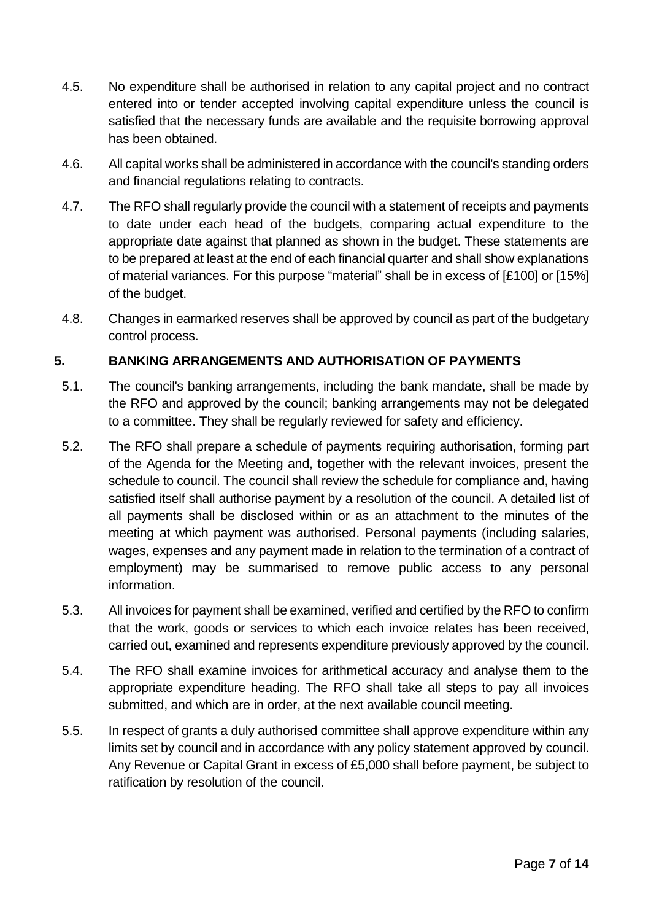4.5. No expenditure shall be authorised in relation to any capital project and no contract entered into or tender accepted involving capital expenditure unless the council is satisfied that the necessary funds are available and the requisite borrowing approval has been obtained.

4.6. All capital works shall be administered in accordance with the council's standing orders and financial regulations relating to contracts.

4.7. The RFO shall regularly provide the council with a statement of receipts and payments to date under each head of the budgets, comparing actual expenditure to the appropriate date against that planned as shown in the budget. These statements are to be prepared at least at the end of each financial quarter and shall show explanations of material variances. For this purpose "material" shall be in excess of [£100] or [15%] of the budget.

4.8. Changes in earmarked reserves shall be approved by council as part of the budgetary control process.

## 5. BANKING ARRANGEMENTS AND AUTHORISATION OF PAYMENTS

5.1. The council's banking arrangements, including the bank mandate, shall be made by the RFO and approved by the council; banking arrangements may not be delegated to a committee. They shall be regularly reviewed for safety and efficiency.

5.2. The RFO shall prepare a schedule of payments requiring authorisation, forming part of the Agenda for the Meeting and, together with the relevant invoices, present the schedule to council. The council shall review the schedule for compliance and, having satisfied itself shall authorise payment by a resolution of the council. A detailed list of all payments shall be disclosed within or as an attachment to the minutes of the meeting at which payment was authorised. Personal payments (including salaries, wages, expenses and any payment made in relation to the termination of a contract of employment) may be summarised to remove public access to any personal information.

5.3. All invoices for payment shall be examined, verified and certified by the RFO to confirm that the work, goods or services to which each invoice relates has been received, carried out, examined and represents expenditure previously approved by the council.

5.4. The RFO shall examine invoices for arithmetical accuracy and analyse them to the appropriate expenditure heading. The RFO shall take all steps to pay all invoices submitted, and which are in order, at the next available council meeting.

5.5. In respect of grants a duly authorised committee shall approve expenditure within any limits set by council and in accordance with any policy statement approved by council. Any Revenue or Capital Grant in excess of £5,000 shall before payment, be subject to ratification by resolution of the council.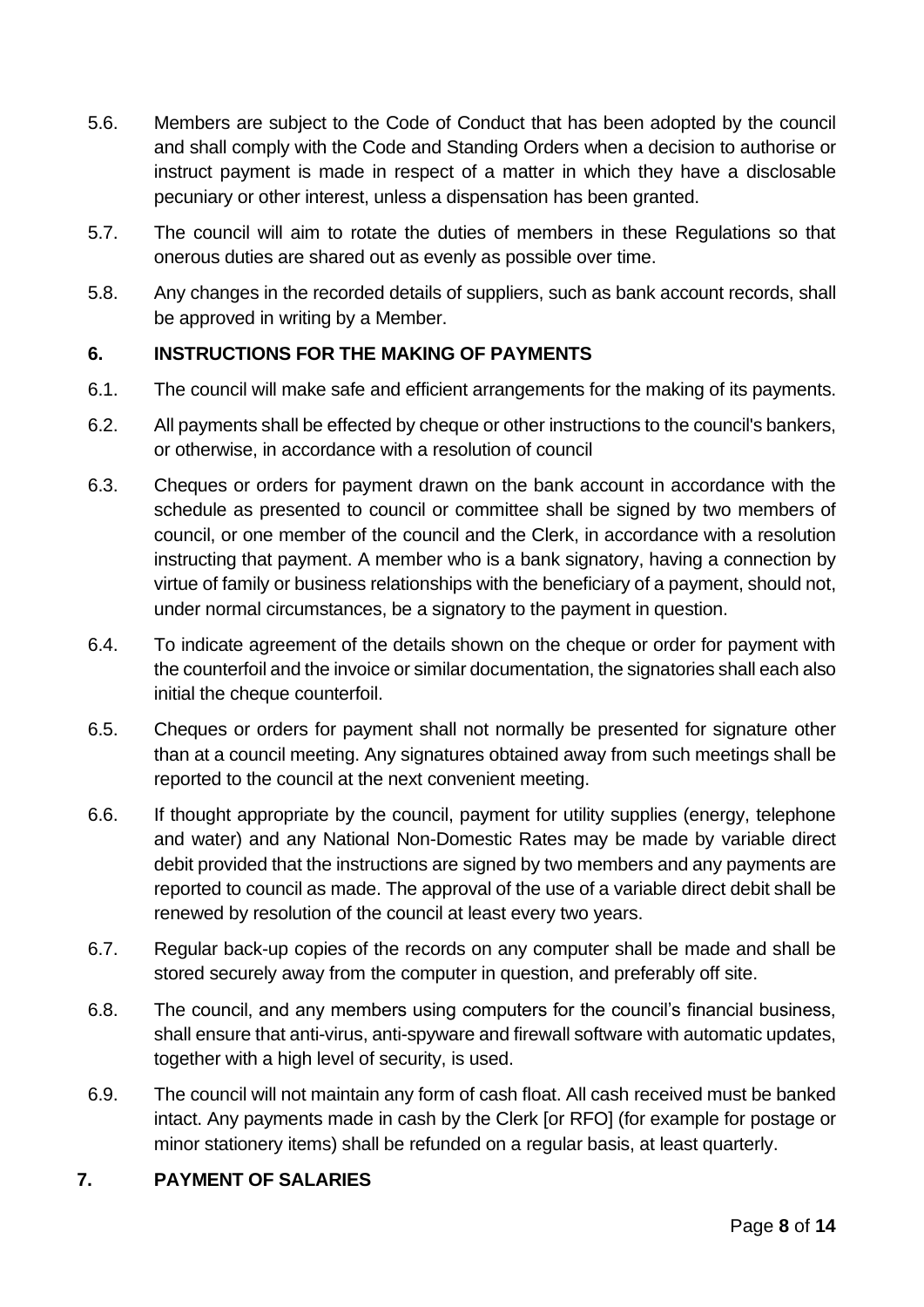5.6. Members are subject to the Code of Conduct that has been adopted by the council and shall comply with the Code and Standing Orders when a decision to authorise or instruct payment is made in respect of a matter in which they have a disclosable pecuniary or other interest, unless a dispensation has been granted.

5.7. The council will aim to rotate the duties of members in these Regulations so that onerous duties are shared out as evenly as possible over time.

5.8. Any changes in the recorded details of suppliers, such as bank account records, shall be approved in writing by a Member.

## 6. INSTRUCTIONS FOR THE MAKING OF PAYMENTS

6.1. The council will make safe and efficient arrangements for the making of its payments.

6.2. All payments shall be effected by cheque or other instructions to the council's bankers, or otherwise, in accordance with a resolution of council

6.3. Cheques or orders for payment drawn on the bank account in accordance with the schedule as presented to council or committee shall be signed by two members of council, or one member of the council and the Clerk, in accordance with a resolution instructing that payment. A member who is a bank signatory, having a connection by virtue of family or business relationships with the beneficiary of a payment, should not, under normal circumstances, be a signatory to the payment in question.

6.4. To indicate agreement of the details shown on the cheque or order for payment with the counterfoil and the invoice or similar documentation, the signatories shall each also initial the cheque counterfoil.

6.5. Cheques or orders for payment shall not normally be presented for signature other than at a council meeting. Any signatures obtained away from such meetings shall be reported to the council at the next convenient meeting.

6.6. If thought appropriate by the council, payment for utility supplies (energy, telephone and water) and any National Non-Domestic Rates may be made by variable direct debit provided that the instructions are signed by two members and any payments are reported to council as made. The approval of the use of a variable direct debit shall be renewed by resolution of the council at least every two years.

6.7. Regular back-up copies of the records on any computer shall be made and shall be stored securely away from the computer in question, and preferably off site.

6.8. The council, and any members using computers for the council's financial business, shall ensure that anti-virus, anti-spyware and firewall software with automatic updates, together with a high level of security, is used.

6.9. The council will not maintain any form of cash float. All cash received must be banked intact. Any payments made in cash by the Clerk [or RFO] (for example for postage or minor stationery items) shall be refunded on a regular basis, at least quarterly.

## 7. PAYMENT OF SALARIES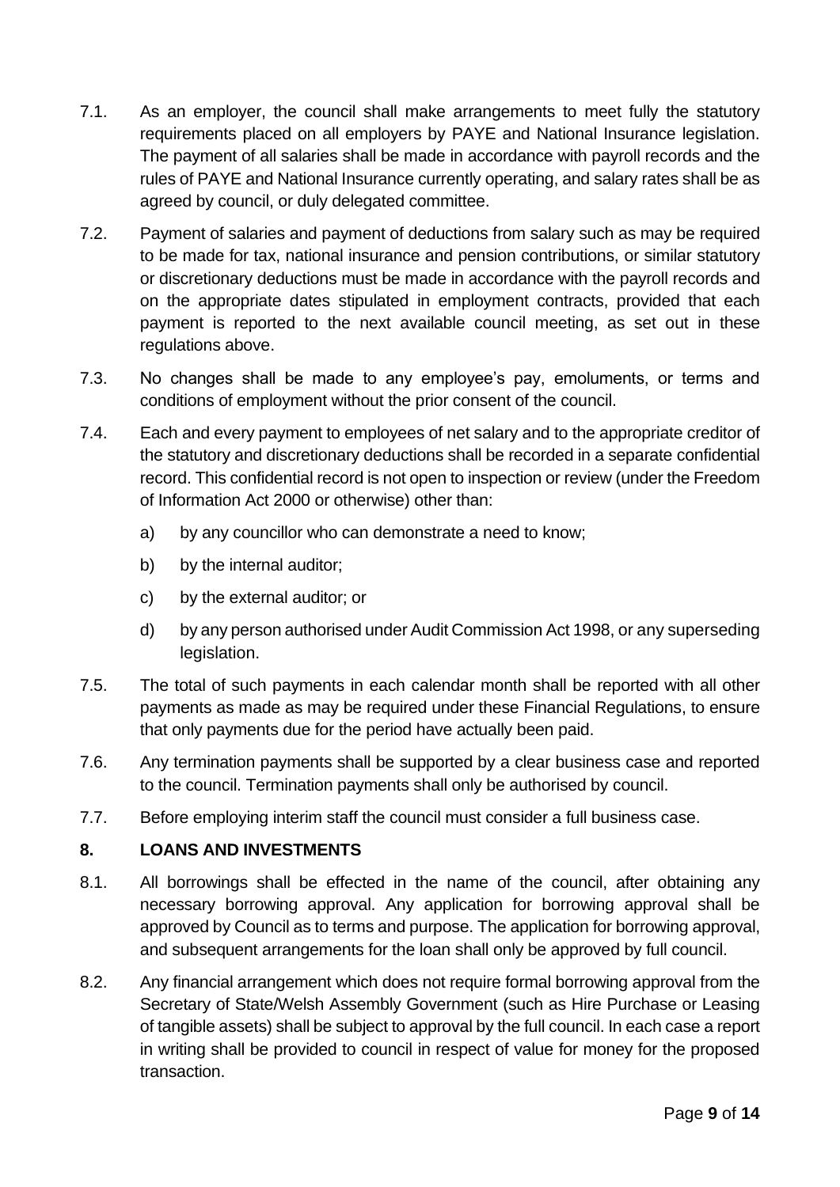7.1. As an employer, the council shall make arrangements to meet fully the statutory requirements placed on all employers by PAYE and National Insurance legislation. The payment of all salaries shall be made in accordance with payroll records and the rules of PAYE and National Insurance currently operating, and salary rates shall be as agreed by council, or duly delegated committee.

7.2. Payment of salaries and payment of deductions from salary such as may be required to be made for tax, national insurance and pension contributions, or similar statutory or discretionary deductions must be made in accordance with the payroll records and on the appropriate dates stipulated in employment contracts, provided that each payment is reported to the next available council meeting, as set out in these regulations above.

7.3. No changes shall be made to any employee's pay, emoluments, or terms and conditions of employment without the prior consent of the council.

7.4. Each and every payment to employees of net salary and to the appropriate creditor of the statutory and discretionary deductions shall be recorded in a separate confidential record. This confidential record is not open to inspection or review (under the Freedom of Information Act 2000 or otherwise) other than:

a) by any councillor who can demonstrate a need to know;

b) by the internal auditor;

c) by the external auditor; or

d) by any person authorised under Audit Commission Act 1998, or any superseding legislation.

7.5. The total of such payments in each calendar month shall be reported with all other payments as made as may be required under these Financial Regulations, to ensure that only payments due for the period have actually been paid.

7.6. Any termination payments shall be supported by a clear business case and reported to the council. Termination payments shall only be authorised by council.

7.7. Before employing interim staff the council must consider a full business case.

## 8. LOANS AND INVESTMENTS

8.1. All borrowings shall be effected in the name of the council, after obtaining any necessary borrowing approval. Any application for borrowing approval shall be approved by Council as to terms and purpose. The application for borrowing approval, and subsequent arrangements for the loan shall only be approved by full council.

8.2. Any financial arrangement which does not require formal borrowing approval from the Secretary of State/Welsh Assembly Government (such as Hire Purchase or Leasing of tangible assets) shall be subject to approval by the full council. In each case a report in writing shall be provided to council in respect of value for money for the proposed transaction.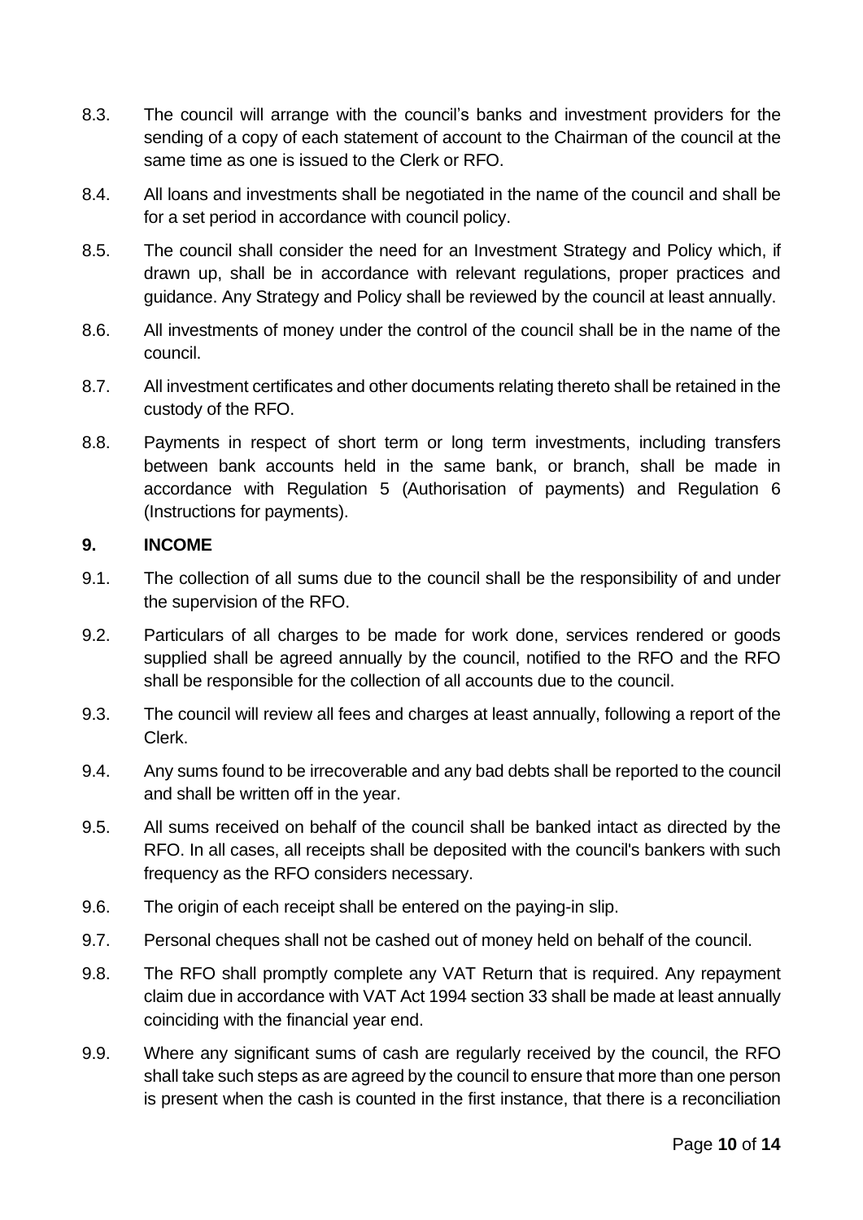8.3. The council will arrange with the council's banks and investment providers for the sending of a copy of each statement of account to the Chairman of the council at the same time as one is issued to the Clerk or RFO.

8.4. All loans and investments shall be negotiated in the name of the council and shall be for a set period in accordance with council policy.

8.5. The council shall consider the need for an Investment Strategy and Policy which, if drawn up, shall be in accordance with relevant regulations, proper practices and guidance. Any Strategy and Policy shall be reviewed by the council at least annually.

8.6. All investments of money under the control of the council shall be in the name of the council.

8.7. All investment certificates and other documents relating thereto shall be retained in the custody of the RFO.

8.8. Payments in respect of short term or long term investments, including transfers between bank accounts held in the same bank, or branch, shall be made in accordance with Regulation 5 (Authorisation of payments) and Regulation 6 (Instructions for payments).

## 9. INCOME

9.1. The collection of all sums due to the council shall be the responsibility of and under the supervision of the RFO.

9.2. Particulars of all charges to be made for work done, services rendered or goods supplied shall be agreed annually by the council, notified to the RFO and the RFO shall be responsible for the collection of all accounts due to the council.

9.3. The council will review all fees and charges at least annually, following a report of the Clerk.

9.4. Any sums found to be irrecoverable and any bad debts shall be reported to the council and shall be written off in the year.

9.5. All sums received on behalf of the council shall be banked intact as directed by the RFO. In all cases, all receipts shall be deposited with the council's bankers with such frequency as the RFO considers necessary.

9.6. The origin of each receipt shall be entered on the paying-in slip.

9.7. Personal cheques shall not be cashed out of money held on behalf of the council.

9.8. The RFO shall promptly complete any VAT Return that is required. Any repayment claim due in accordance with VAT Act 1994 section 33 shall be made at least annually coinciding with the financial year end.

9.9. Where any significant sums of cash are regularly received by the council, the RFO shall take such steps as are agreed by the council to ensure that more than one person is present when the cash is counted in the first instance, that there is a reconciliation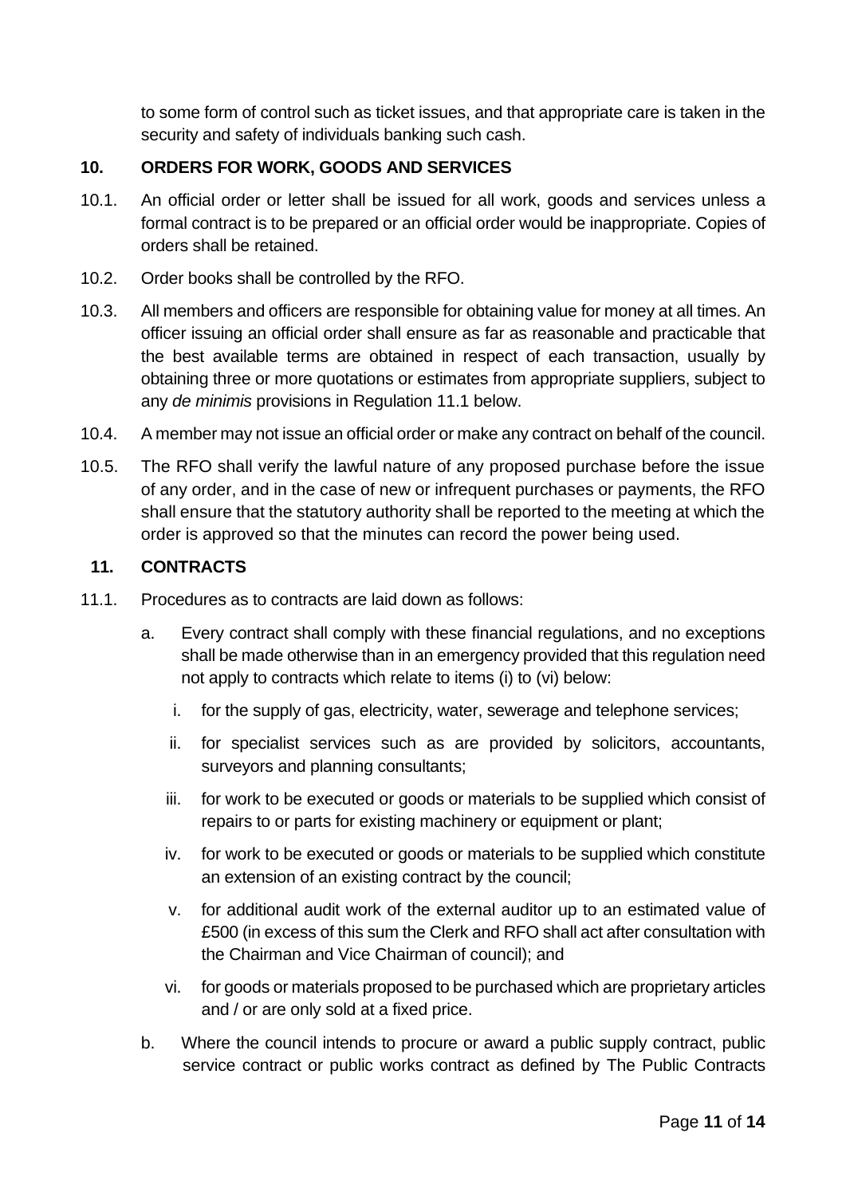to some form of control such as ticket issues, and that appropriate care is taken in the security and safety of individuals banking such cash.

## 10. ORDERS FOR WORK, GOODS AND SERVICES

10.1. An official order or letter shall be issued for all work, goods and services unless a formal contract is to be prepared or an official order would be inappropriate. Copies of orders shall be retained.

10.2. Order books shall be controlled by the RFO.

10.3. All members and officers are responsible for obtaining value for money at all times. An officer issuing an official order shall ensure as far as reasonable and practicable that the best available terms are obtained in respect of each transaction, usually by obtaining three or more quotations or estimates from appropriate suppliers, subject to any *de minimis* provisions in Regulation 11.1 below.

10.4. A member may not issue an official order or make any contract on behalf of the council.

10.5. The RFO shall verify the lawful nature of any proposed purchase before the issue of any order, and in the case of new or infrequent purchases or payments, the RFO shall ensure that the statutory authority shall be reported to the meeting at which the order is approved so that the minutes can record the power being used.

## 11. CONTRACTS

11.1. Procedures as to contracts are laid down as follows:

a. Every contract shall comply with these financial regulations, and no exceptions shall be made otherwise than in an emergency provided that this regulation need not apply to contracts which relate to items (i) to (vi) below:

   i. for the supply of gas, electricity, water, sewerage and telephone services;

   ii. for specialist services such as are provided by solicitors, accountants, surveyors and planning consultants;

   iii. for work to be executed or goods or materials to be supplied which consist of repairs to or parts for existing machinery or equipment or plant;

   iv. for work to be executed or goods or materials to be supplied which constitute an extension of an existing contract by the council;

   v. for additional audit work of the external auditor up to an estimated value of £500 (in excess of this sum the Clerk and RFO shall act after consultation with the Chairman and Vice Chairman of council); and

   vi. for goods or materials proposed to be purchased which are proprietary articles and / or are only sold at a fixed price.

b. Where the council intends to procure or award a public supply contract, public service contract or public works contract as defined by The Public Contracts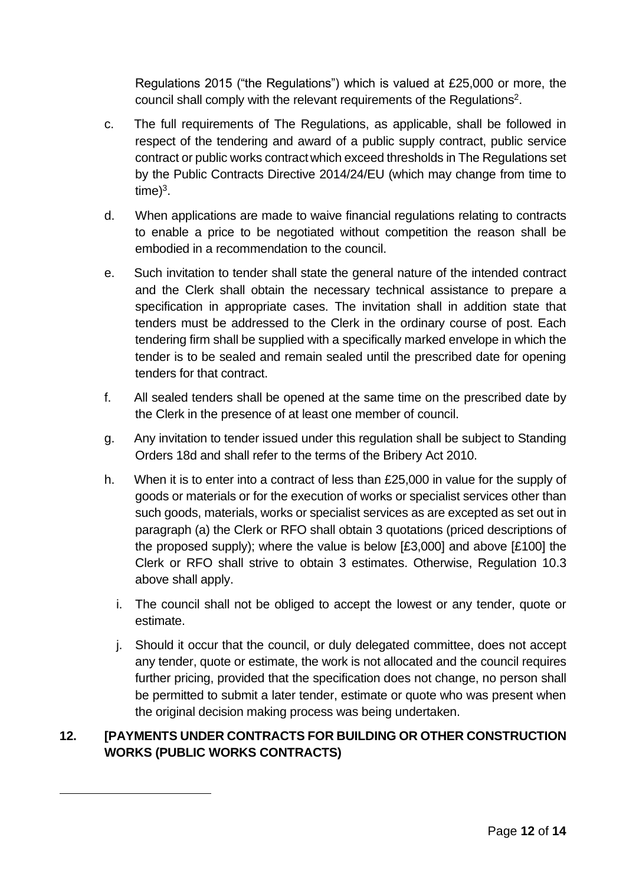Regulations 2015 ("the Regulations") which is valued at £25,000 or more, the council shall comply with the relevant requirements of the Regulations[2].

c. The full requirements of The Regulations, as applicable, shall be followed in respect of the tendering and award of a public supply contract, public service contract or public works contract which exceed thresholds in The Regulations set by the Public Contracts Directive 2014/24/EU (which may change from time to time)[3].

d. When applications are made to waive financial regulations relating to contracts to enable a price to be negotiated without competition the reason shall be embodied in a recommendation to the council.

e. Such invitation to tender shall state the general nature of the intended contract and the Clerk shall obtain the necessary technical assistance to prepare a specification in appropriate cases. The invitation shall in addition state that tenders must be addressed to the Clerk in the ordinary course of post. Each tendering firm shall be supplied with a specifically marked envelope in which the tender is to be sealed and remain sealed until the prescribed date for opening tenders for that contract.

f. All sealed tenders shall be opened at the same time on the prescribed date by the Clerk in the presence of at least one member of council.

g. Any invitation to tender issued under this regulation shall be subject to Standing Orders 18d and shall refer to the terms of the Bribery Act 2010.

h. When it is to enter into a contract of less than £25,000 in value for the supply of goods or materials or for the execution of works or specialist services other than such goods, materials, works or specialist services as are excepted as set out in paragraph (a) the Clerk or RFO shall obtain 3 quotations (priced descriptions of the proposed supply); where the value is below [£3,000] and above [£100] the Clerk or RFO shall strive to obtain 3 estimates. Otherwise, Regulation 10.3 above shall apply.

i. The council shall not be obliged to accept the lowest or any tender, quote or estimate.

j. Should it occur that the council, or duly delegated committee, does not accept any tender, quote or estimate, the work is not allocated and the council requires further pricing, provided that the specification does not change, no person shall be permitted to submit a later tender, estimate or quote who was present when the original decision making process was being undertaken.

## 12. [PAYMENTS UNDER CONTRACTS FOR BUILDING OR OTHER CONSTRUCTION WORKS (PUBLIC WORKS CONTRACTS)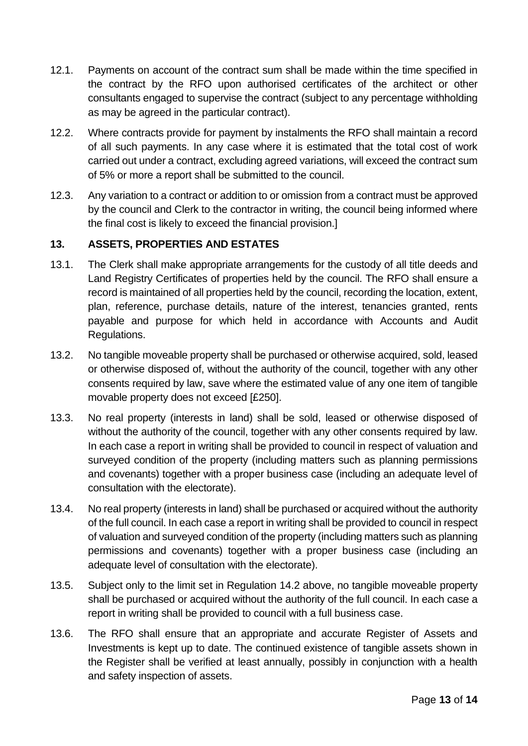12.1. Payments on account of the contract sum shall be made within the time specified in the contract by the RFO upon authorised certificates of the architect or other consultants engaged to supervise the contract (subject to any percentage withholding as may be agreed in the particular contract).

12.2. Where contracts provide for payment by instalments the RFO shall maintain a record of all such payments. In any case where it is estimated that the total cost of work carried out under a contract, excluding agreed variations, will exceed the contract sum of 5% or more a report shall be submitted to the council.

12.3. Any variation to a contract or addition to or omission from a contract must be approved by the council and Clerk to the contractor in writing, the council being informed where the final cost is likely to exceed the financial provision.]

## 13. ASSETS, PROPERTIES AND ESTATES

13.1. The Clerk shall make appropriate arrangements for the custody of all title deeds and Land Registry Certificates of properties held by the council. The RFO shall ensure a record is maintained of all properties held by the council, recording the location, extent, plan, reference, purchase details, nature of the interest, tenancies granted, rents payable and purpose for which held in accordance with Accounts and Audit Regulations.

13.2. No tangible moveable property shall be purchased or otherwise acquired, sold, leased or otherwise disposed of, without the authority of the council, together with any other consents required by law, save where the estimated value of any one item of tangible movable property does not exceed [£250].

13.3. No real property (interests in land) shall be sold, leased or otherwise disposed of without the authority of the council, together with any other consents required by law. In each case a report in writing shall be provided to council in respect of valuation and surveyed condition of the property (including matters such as planning permissions and covenants) together with a proper business case (including an adequate level of consultation with the electorate).

13.4. No real property (interests in land) shall be purchased or acquired without the authority of the full council. In each case a report in writing shall be provided to council in respect of valuation and surveyed condition of the property (including matters such as planning permissions and covenants) together with a proper business case (including an adequate level of consultation with the electorate).

13.5. Subject only to the limit set in Regulation 14.2 above, no tangible moveable property shall be purchased or acquired without the authority of the full council. In each case a report in writing shall be provided to council with a full business case.

13.6. The RFO shall ensure that an appropriate and accurate Register of Assets and Investments is kept up to date. The continued existence of tangible assets shown in the Register shall be verified at least annually, possibly in conjunction with a health and safety inspection of assets.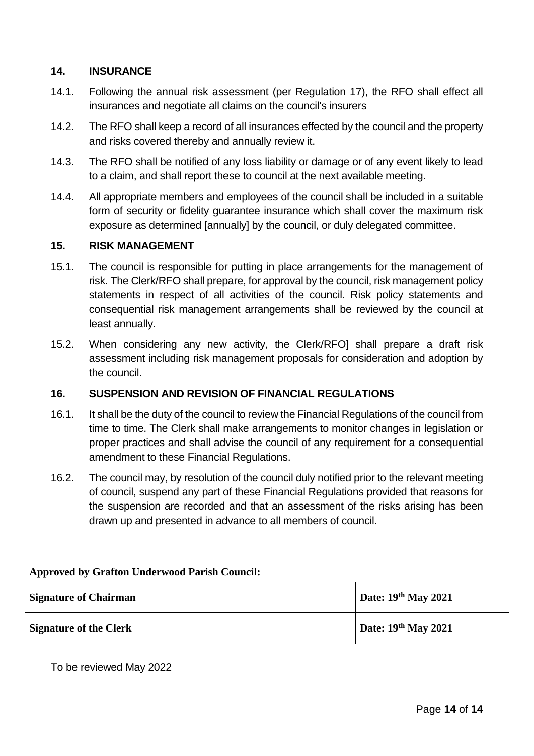## 14. INSURANCE

14.1. Following the annual risk assessment (per Regulation 17), the RFO shall effect all insurances and negotiate all claims on the council's insurers

14.2. The RFO shall keep a record of all insurances effected by the council and the property and risks covered thereby and annually review it.

14.3. The RFO shall be notified of any loss liability or damage or of any event likely to lead to a claim, and shall report these to council at the next available meeting.

14.4. All appropriate members and employees of the council shall be included in a suitable form of security or fidelity guarantee insurance which shall cover the maximum risk exposure as determined [annually] by the council, or duly delegated committee.

## 15. RISK MANAGEMENT

15.1. The council is responsible for putting in place arrangements for the management of risk. The Clerk/RFO shall prepare, for approval by the council, risk management policy statements in respect of all activities of the council. Risk policy statements and consequential risk management arrangements shall be reviewed by the council at least annually.

15.2. When considering any new activity, the Clerk/RFO] shall prepare a draft risk assessment including risk management proposals for consideration and adoption by the council.

## 16. SUSPENSION AND REVISION OF FINANCIAL REGULATIONS

16.1. It shall be the duty of the council to review the Financial Regulations of the council from time to time. The Clerk shall make arrangements to monitor changes in legislation or proper practices and shall advise the council of any requirement for a consequential amendment to these Financial Regulations.

16.2. The council may, by resolution of the council duly notified prior to the relevant meeting of council, suspend any part of these Financial Regulations provided that reasons for the suspension are recorded and that an assessment of the risks arising has been drawn up and presented in advance to all members of council.

| **Approved by Grafton Underwood Parish Council:** | | |
|---|---|---|
| **Signature of Chairman** | | **Date: 19th May 2021** |
| **Signature of the Clerk** | | **Date: 19th May 2021** |

To be reviewed May 2022